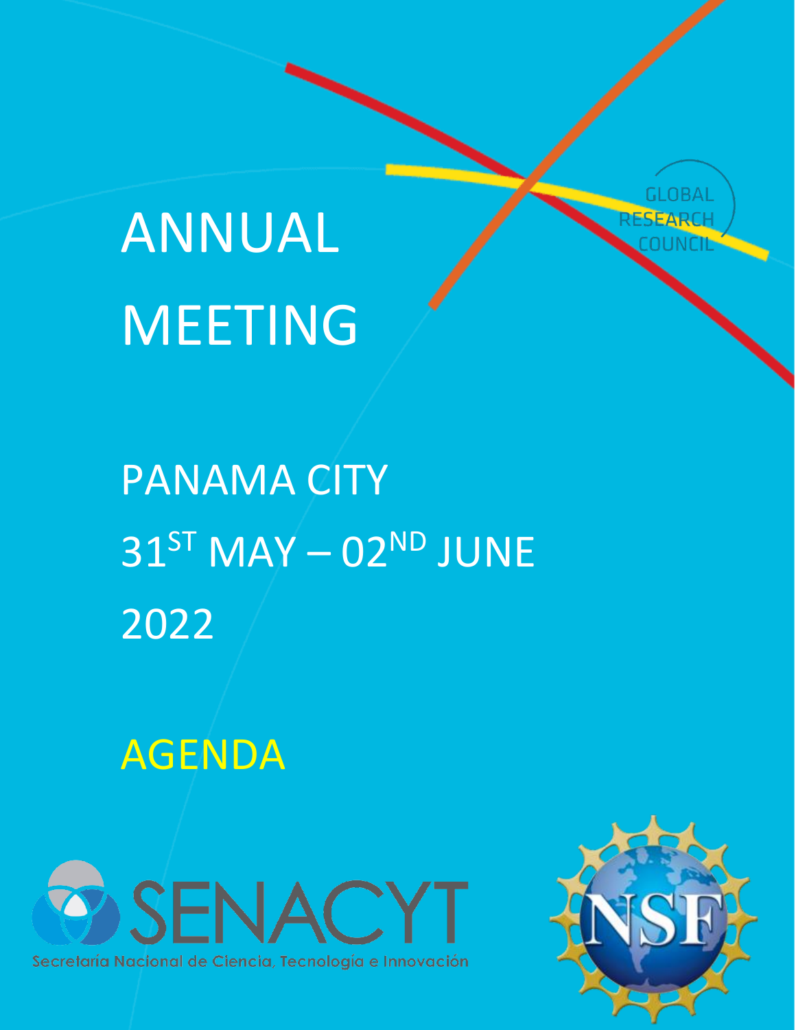GLOBAL RESEARCH COUNCIL

# ANNUAL MEETING

## PANAMA CITY
## 31ST MAY – 02ND JUNE 2022

## AGENDA

SENACYT
Secretaría Nacional de Ciencia, Tecnología e Innovación

NSF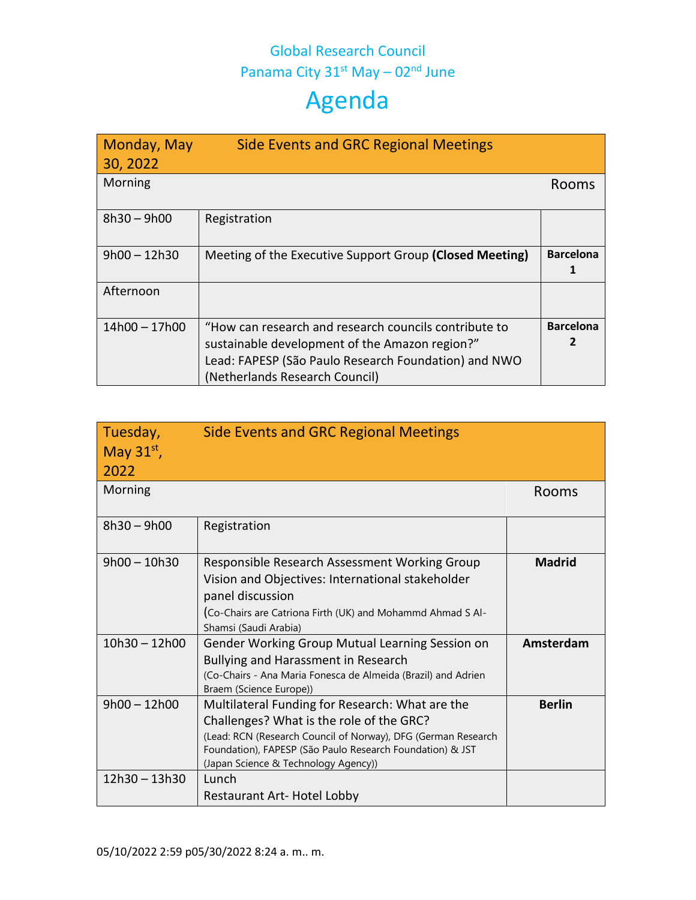Global Research Council

Panama City 31st May – 02nd June

# Agenda

| Monday, May 30, 2022 | Side Events and GRC Regional Meetings | |
|---|---|---|
| Morning | | Rooms |
| 8h30 – 9h00 | Registration | |
| 9h00 – 12h30 | Meeting of the Executive Support Group **(Closed Meeting)** | **Barcelona 1** |
| Afternoon | | |
| 14h00 – 17h00 | "How can research and research councils contribute to sustainable development of the Amazon region?" Lead: FAPESP (São Paulo Research Foundation) and NWO (Netherlands Research Council) | **Barcelona 2** |

| Tuesday, May 31st, 2022 | Side Events and GRC Regional Meetings | |
|---|---|---|
| Morning | | Rooms |
| 8h30 – 9h00 | Registration | |
| 9h00 – 10h30 | Responsible Research Assessment Working Group Vision and Objectives: International stakeholder panel discussion (Co-Chairs are Catriona Firth (UK) and Mohammd Ahmad S Al-Shamsi (Saudi Arabia) | **Madrid** |
| 10h30 – 12h00 | Gender Working Group Mutual Learning Session on Bullying and Harassment in Research (Co-Chairs - Ana Maria Fonesca de Almeida (Brazil) and Adrien Braem (Science Europe)) | **Amsterdam** |
| 9h00 – 12h00 | Multilateral Funding for Research: What are the Challenges? What is the role of the GRC? (Lead: RCN (Research Council of Norway), DFG (German Research Foundation), FAPESP (São Paulo Research Foundation) & JST (Japan Science & Technology Agency)) | **Berlin** |
| 12h30 – 13h30 | Lunch Restaurant Art- Hotel Lobby | |

05/10/2022 2:59 p05/30/2022 8:24 a. m.. m.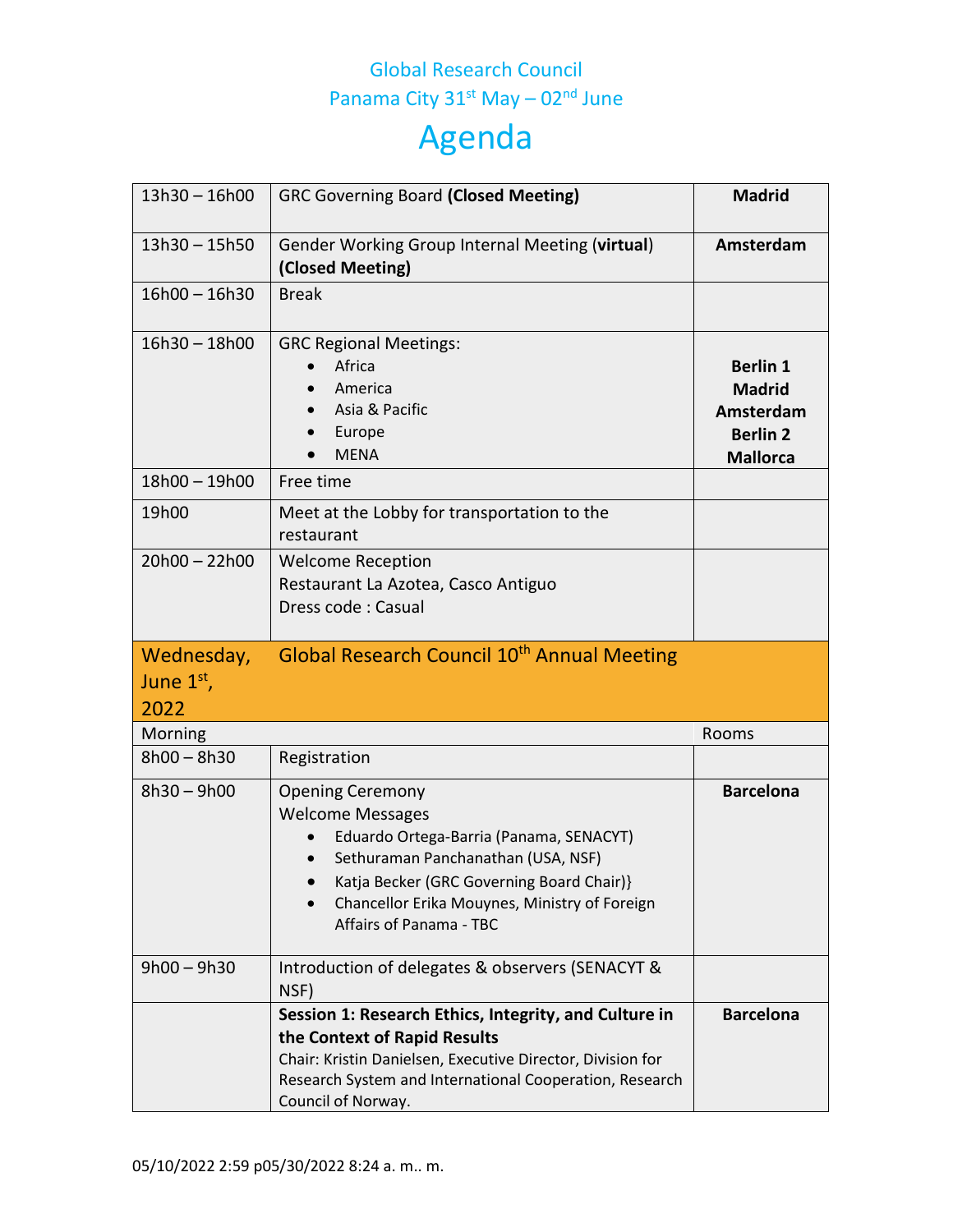Global Research Council
Panama City 31st May – 02nd June

# Agenda

| | | |
|---|---|---|
| 13h30 – 16h00 | GRC Governing Board **(Closed Meeting)** | **Madrid** |
| 13h30 – 15h50 | Gender Working Group Internal Meeting (**virtual**) **(Closed Meeting)** | **Amsterdam** |
| 16h00 – 16h30 | Break | |
| 16h30 – 18h00 | GRC Regional Meetings:<br>• Africa<br>• America<br>• Asia & Pacific<br>• Europe<br>• MENA | **Berlin 1**<br>**Madrid**<br>**Amsterdam**<br>**Berlin 2**<br>**Mallorca** |
| 18h00 – 19h00 | Free time | |
| 19h00 | Meet at the Lobby for transportation to the restaurant | |
| 20h00 – 22h00 | Welcome Reception<br>Restaurant La Azotea, Casco Antiguo<br>Dress code : Casual | |
| Wednesday, June 1st, 2022 | Global Research Council 10th Annual Meeting | |
| Morning | | Rooms |
| 8h00 – 8h30 | Registration | |
| 8h30 – 9h00 | Opening Ceremony<br>Welcome Messages<br>• Eduardo Ortega-Barria (Panama, SENACYT)<br>• Sethuraman Panchanathan (USA, NSF)<br>• Katja Becker (GRC Governing Board Chair)}<br>• Chancellor Erika Mouynes, Ministry of Foreign Affairs of Panama - TBC | **Barcelona** |
| 9h00 – 9h30 | Introduction of delegates & observers (SENACYT & NSF) | |
| | **Session 1: Research Ethics, Integrity, and Culture in the Context of Rapid Results**<br>Chair: Kristin Danielsen, Executive Director, Division for Research System and International Cooperation, Research Council of Norway. | **Barcelona** |

05/10/2022 2:59 p05/30/2022 8:24 a. m.. m.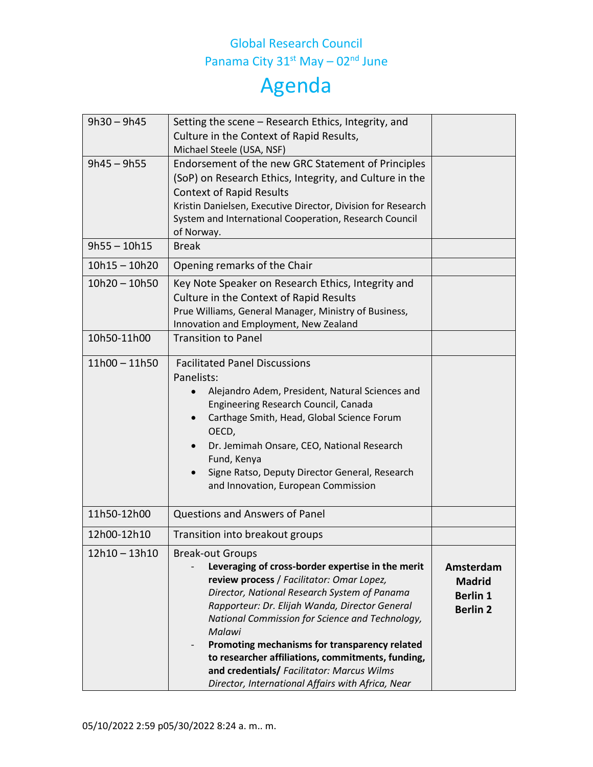Global Research Council
Panama City 31st May – 02nd June

# Agenda

| | | |
|---|---|---|
| 9h30 – 9h45 | Setting the scene – Research Ethics, Integrity, and Culture in the Context of Rapid Results,<br>Michael Steele (USA, NSF) | |
| 9h45 – 9h55 | Endorsement of the new GRC Statement of Principles (SoP) on Research Ethics, Integrity, and Culture in the Context of Rapid Results<br>Kristin Danielsen, Executive Director, Division for Research System and International Cooperation, Research Council of Norway. | |
| 9h55 – 10h15 | Break | |
| 10h15 – 10h20 | Opening remarks of the Chair | |
| 10h20 – 10h50 | Key Note Speaker on Research Ethics, Integrity and Culture in the Context of Rapid Results<br>Prue Williams, General Manager, Ministry of Business, Innovation and Employment, New Zealand | |
| 10h50-11h00 | Transition to Panel | |
| 11h00 – 11h50 | Facilitated Panel Discussions<br>Panelists:<br>• Alejandro Adem, President, Natural Sciences and Engineering Research Council, Canada<br>• Carthage Smith, Head, Global Science Forum OECD,<br>• Dr. Jemimah Onsare, CEO, National Research Fund, Kenya<br>• Signe Ratso, Deputy Director General, Research and Innovation, European Commission | |
| 11h50-12h00 | Questions and Answers of Panel | |
| 12h00-12h10 | Transition into breakout groups | |
| 12h10 – 13h10 | Break-out Groups<br>- **Leveraging of cross-border expertise in the merit review process** / *Facilitator: Omar Lopez, Director, National Research System of Panama Rapporteur: Dr. Elijah Wanda, Director General National Commission for Science and Technology, Malawi*<br>- **Promoting mechanisms for transparency related to researcher affiliations, commitments, funding, and credentials/** *Facilitator: Marcus Wilms Director, International Affairs with Africa, Near* | **Amsterdam**<br>**Madrid**<br>**Berlin 1**<br>**Berlin 2** |

05/10/2022 2:59 p05/30/2022 8:24 a. m.. m.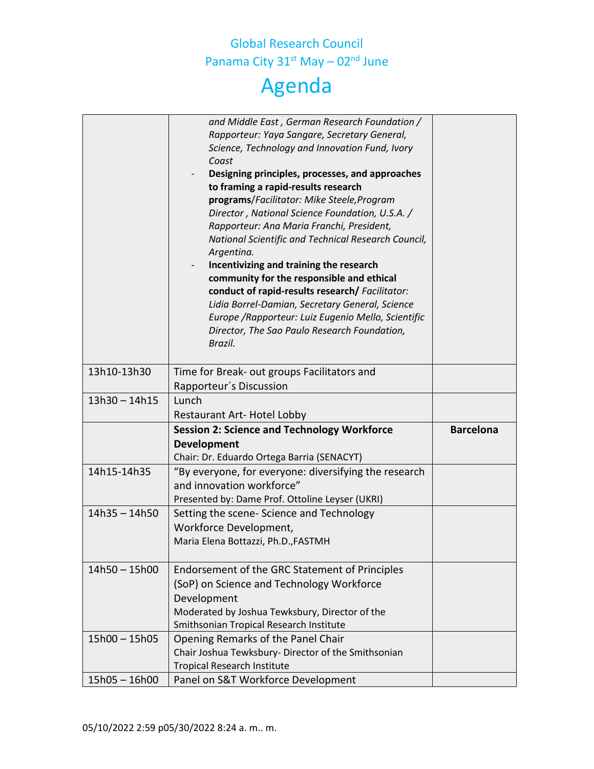Global Research Council
Panama City 31st May – 02nd June

# Agenda

| | | |
|---|---|---|
| | *and Middle East , German Research Foundation / Rapporteur: Yaya Sangare, Secretary General, Science, Technology and Innovation Fund, Ivory Coast*<br>- **Designing principles, processes, and approaches to framing a rapid-results research programs**/*Facilitator: Mike Steele,Program Director , National Science Foundation, U.S.A. / Rapporteur: Ana Maria Franchi, President, National Scientific and Technical Research Council, Argentina.*<br>- **Incentivizing and training the research community for the responsible and ethical conduct of rapid-results research/** *Facilitator: Lidia Borrel-Damian, Secretary General, Science Europe /Rapporteur: Luiz Eugenio Mello, Scientific Director, The Sao Paulo Research Foundation, Brazil.* | |
| 13h10-13h30 | Time for Break- out groups Facilitators and Rapporteur´s Discussion | |
| 13h30 – 14h15 | Lunch<br>Restaurant Art- Hotel Lobby | |
| | **Session 2: Science and Technology Workforce Development**<br>Chair: Dr. Eduardo Ortega Barria (SENACYT) | **Barcelona** |
| 14h15-14h35 | "By everyone, for everyone: diversifying the research and innovation workforce"<br>Presented by: Dame Prof. Ottoline Leyser (UKRI) | |
| 14h35 – 14h50 | Setting the scene- Science and Technology Workforce Development,<br>Maria Elena Bottazzi, Ph.D.,FASTMH | |
| 14h50 – 15h00 | Endorsement of the GRC Statement of Principles (SoP) on Science and Technology Workforce Development<br>Moderated by Joshua Tewksbury, Director of the Smithsonian Tropical Research Institute | |
| 15h00 – 15h05 | Opening Remarks of the Panel Chair<br>Chair Joshua Tewksbury- Director of the Smithsonian Tropical Research Institute | |
| 15h05 – 16h00 | Panel on S&T Workforce Development | |

05/10/2022 2:59 p05/30/2022 8:24 a. m.. m.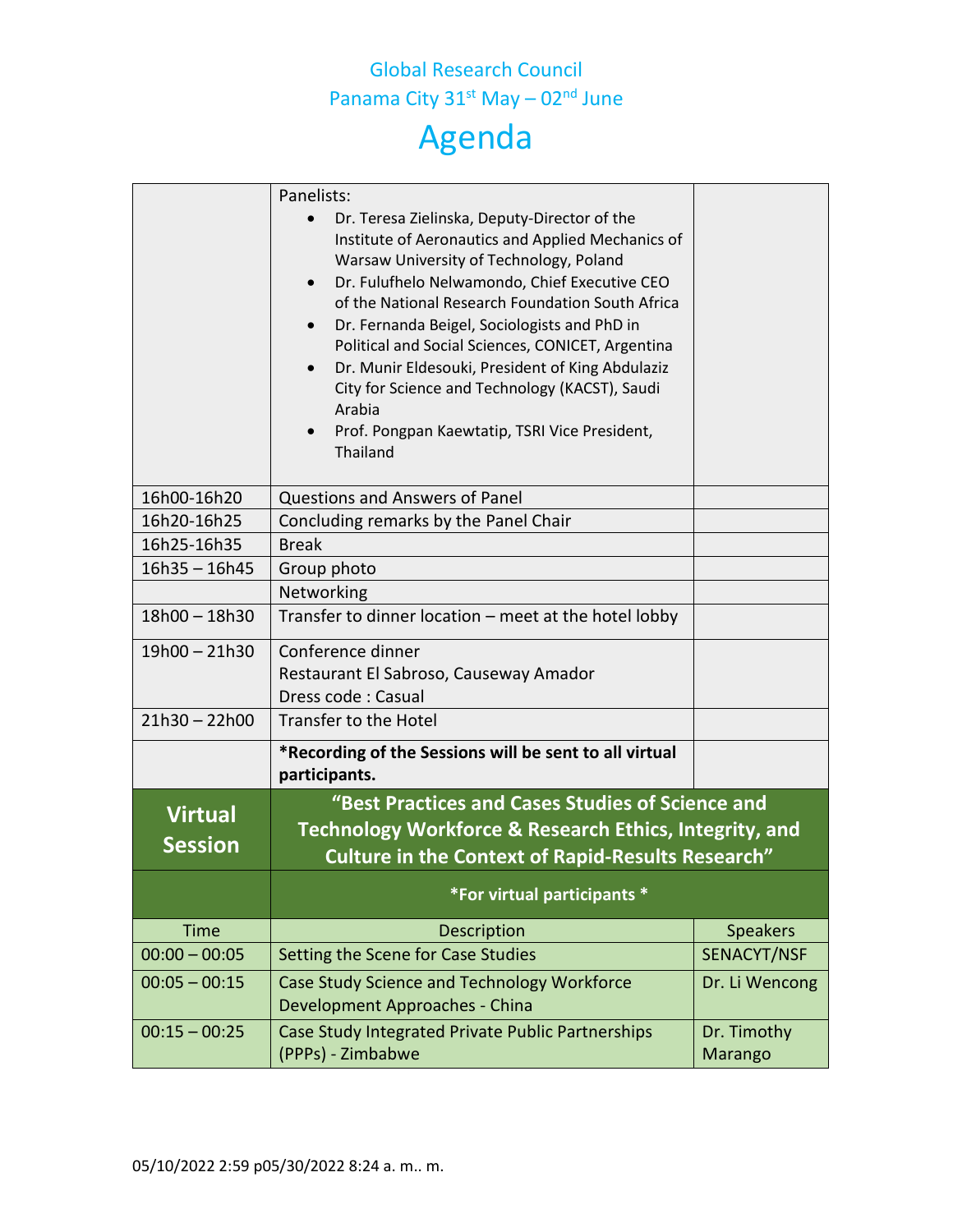Global Research Council
Panama City 31st May – 02nd June

# Agenda

| | | |
|---|---|---|
| | Panelists:<br>• Dr. Teresa Zielinska, Deputy-Director of the Institute of Aeronautics and Applied Mechanics of Warsaw University of Technology, Poland<br>• Dr. Fulufhelo Nelwamondo, Chief Executive CEO of the National Research Foundation South Africa<br>• Dr. Fernanda Beigel, Sociologists and PhD in Political and Social Sciences, CONICET, Argentina<br>• Dr. Munir Eldesouki, President of King Abdulaziz City for Science and Technology (KACST), Saudi Arabia<br>• Prof. Pongpan Kaewtatip, TSRI Vice President, Thailand | |
| 16h00-16h20 | Questions and Answers of Panel | |
| 16h20-16h25 | Concluding remarks by the Panel Chair | |
| 16h25-16h35 | Break | |
| 16h35 – 16h45 | Group photo | |
| | Networking | |
| 18h00 – 18h30 | Transfer to dinner location – meet at the hotel lobby | |
| 19h00 – 21h30 | Conference dinner<br>Restaurant El Sabroso, Causeway Amador<br>Dress code : Casual | |
| 21h30 – 22h00 | Transfer to the Hotel | |
| | **\*Recording of the Sessions will be sent to all virtual participants.** | |
| **Virtual Session** | **"Best Practices and Cases Studies of Science and Technology Workforce & Research Ethics, Integrity, and Culture in the Context of Rapid-Results Research"** | |
| | **\*For virtual participants \*** | |
| Time | Description | Speakers |
| 00:00 – 00:05 | Setting the Scene for Case Studies | SENACYT/NSF |
| 00:05 – 00:15 | Case Study Science and Technology Workforce Development Approaches - China | Dr. Li Wencong |
| 00:15 – 00:25 | Case Study Integrated Private Public Partnerships (PPPs) - Zimbabwe | Dr. Timothy Marango |

05/10/2022 2:59 p05/30/2022 8:24 a. m.. m.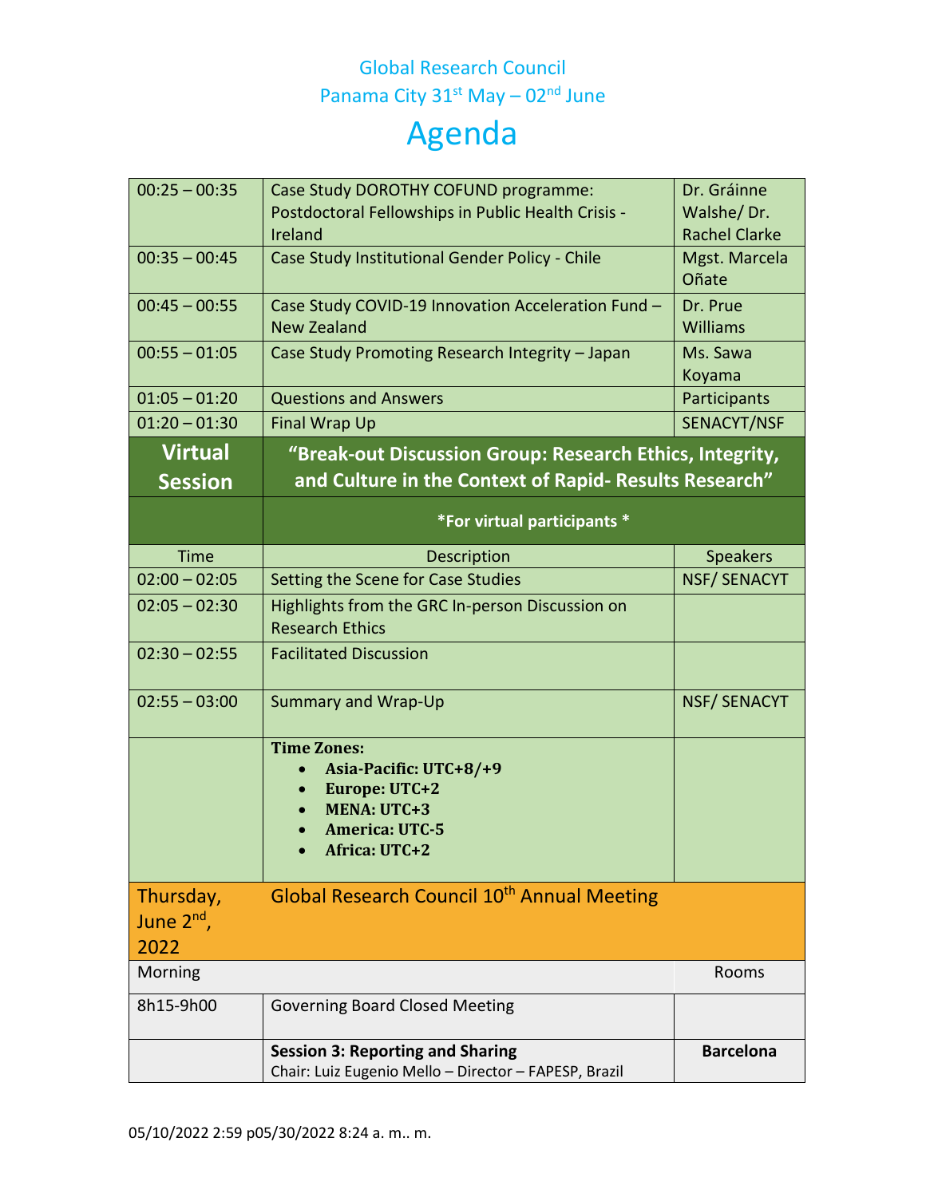Global Research Council
Panama City 31st May – 02nd June

# Agenda

| | | |
|---|---|---|
| 00:25 – 00:35 | Case Study DOROTHY COFUND programme: Postdoctoral Fellowships in Public Health Crisis - Ireland | Dr. Gráinne Walshe/ Dr. Rachel Clarke |
| 00:35 – 00:45 | Case Study Institutional Gender Policy - Chile | Mgst. Marcela Oñate |
| 00:45 – 00:55 | Case Study COVID-19 Innovation Acceleration Fund – New Zealand | Dr. Prue Williams |
| 00:55 – 01:05 | Case Study Promoting Research Integrity – Japan | Ms. Sawa Koyama |
| 01:05 – 01:20 | Questions and Answers | Participants |
| 01:20 – 01:30 | Final Wrap Up | SENACYT/NSF |
| **Virtual Session** | **"Break-out Discussion Group: Research Ethics, Integrity, and Culture in the Context of Rapid- Results Research"** | |
| | ***For virtual participants *** | |
| Time | Description | Speakers |
| 02:00 – 02:05 | Setting the Scene for Case Studies | NSF/ SENACYT |
| 02:05 – 02:30 | Highlights from the GRC In-person Discussion on Research Ethics | |
| 02:30 – 02:55 | Facilitated Discussion | |
| 02:55 – 03:00 | Summary and Wrap-Up | NSF/ SENACYT |
| | **Time Zones:**<br>• **Asia-Pacific: UTC+8/+9**<br>• **Europe: UTC+2**<br>• **MENA: UTC+3**<br>• **America: UTC-5**<br>• **Africa: UTC+2** | |
| Thursday, June 2nd, 2022 | Global Research Council 10th Annual Meeting | |
| Morning | | Rooms |
| 8h15-9h00 | Governing Board Closed Meeting | |
| | **Session 3: Reporting and Sharing**<br>Chair: Luiz Eugenio Mello – Director – FAPESP, Brazil | **Barcelona** |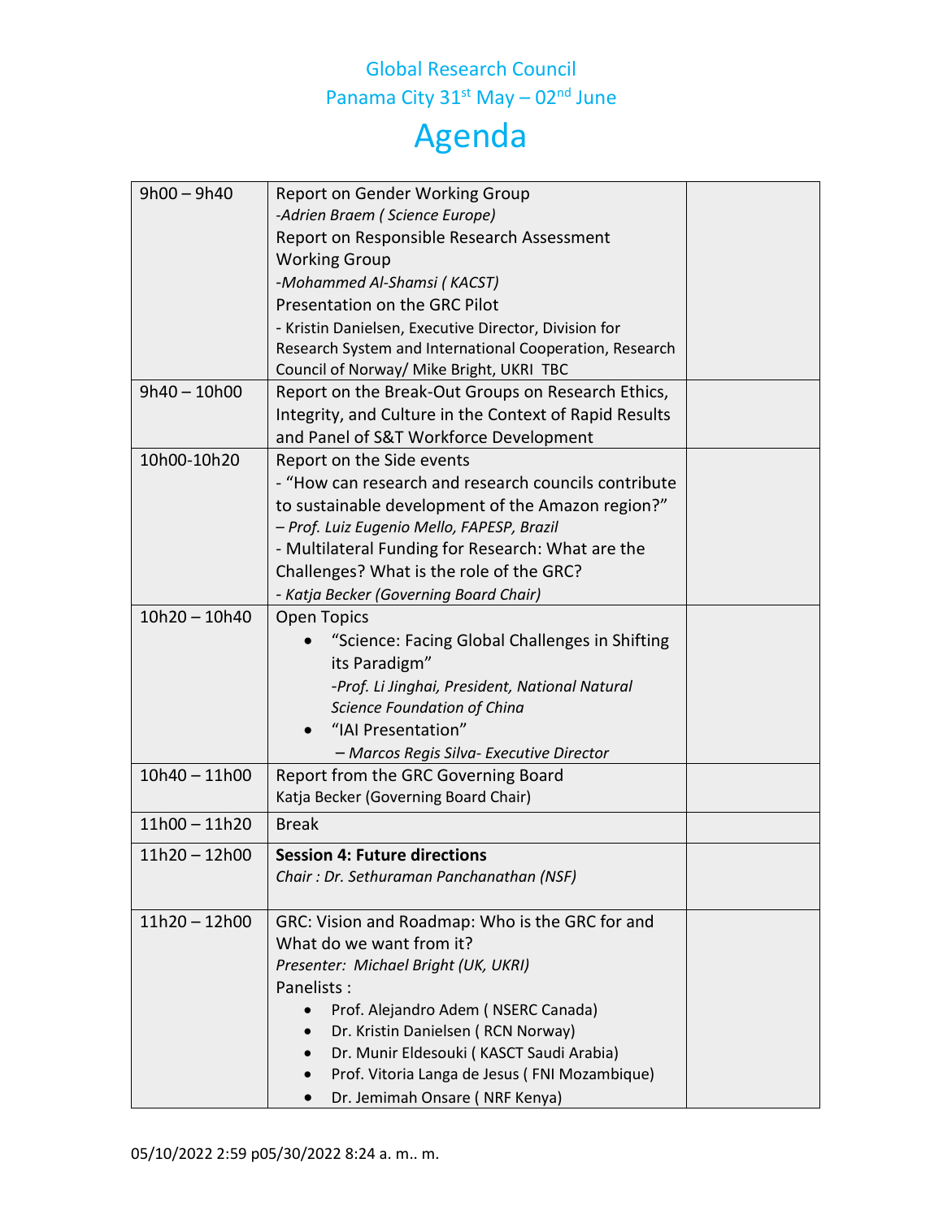Global Research Council
Panama City 31st May – 02nd June

# Agenda

| | | |
|---|---|---|
| 9h00 – 9h40 | Report on Gender Working Group<br>*-Adrien Braem ( Science Europe)*<br>Report on Responsible Research Assessment Working Group<br>*-Mohammed Al-Shamsi ( KACST)*<br>Presentation on the GRC Pilot<br>- Kristin Danielsen, Executive Director, Division for Research System and International Cooperation, Research Council of Norway/ Mike Bright, UKRI TBC | |
| 9h40 – 10h00 | Report on the Break-Out Groups on Research Ethics, Integrity, and Culture in the Context of Rapid Results and Panel of S&T Workforce Development | |
| 10h00-10h20 | Report on the Side events<br>- "How can research and research councils contribute to sustainable development of the Amazon region?"<br>*– Prof. Luiz Eugenio Mello, FAPESP, Brazil*<br>- Multilateral Funding for Research: What are the Challenges? What is the role of the GRC?<br>*- Katja Becker (Governing Board Chair)* | |
| 10h20 – 10h40 | Open Topics<br>• "Science: Facing Global Challenges in Shifting its Paradigm"<br>*-Prof. Li Jinghai, President, National Natural Science Foundation of China*<br>• "IAI Presentation"<br>*– Marcos Regis Silva- Executive Director* | |
| 10h40 – 11h00 | Report from the GRC Governing Board<br>Katja Becker (Governing Board Chair) | |
| 11h00 – 11h20 | Break | |
| 11h20 – 12h00 | **Session 4: Future directions**<br>*Chair : Dr. Sethuraman Panchanathan (NSF)* | |
| 11h20 – 12h00 | GRC: Vision and Roadmap: Who is the GRC for and What do we want from it?<br>*Presenter: Michael Bright (UK, UKRI)*<br>Panelists :<br>• Prof. Alejandro Adem ( NSERC Canada)<br>• Dr. Kristin Danielsen ( RCN Norway)<br>• Dr. Munir Eldesouki ( KASCT Saudi Arabia)<br>• Prof. Vitoria Langa de Jesus ( FNI Mozambique)<br>• Dr. Jemimah Onsare ( NRF Kenya) | |

05/10/2022 2:59 p05/30/2022 8:24 a. m.. m.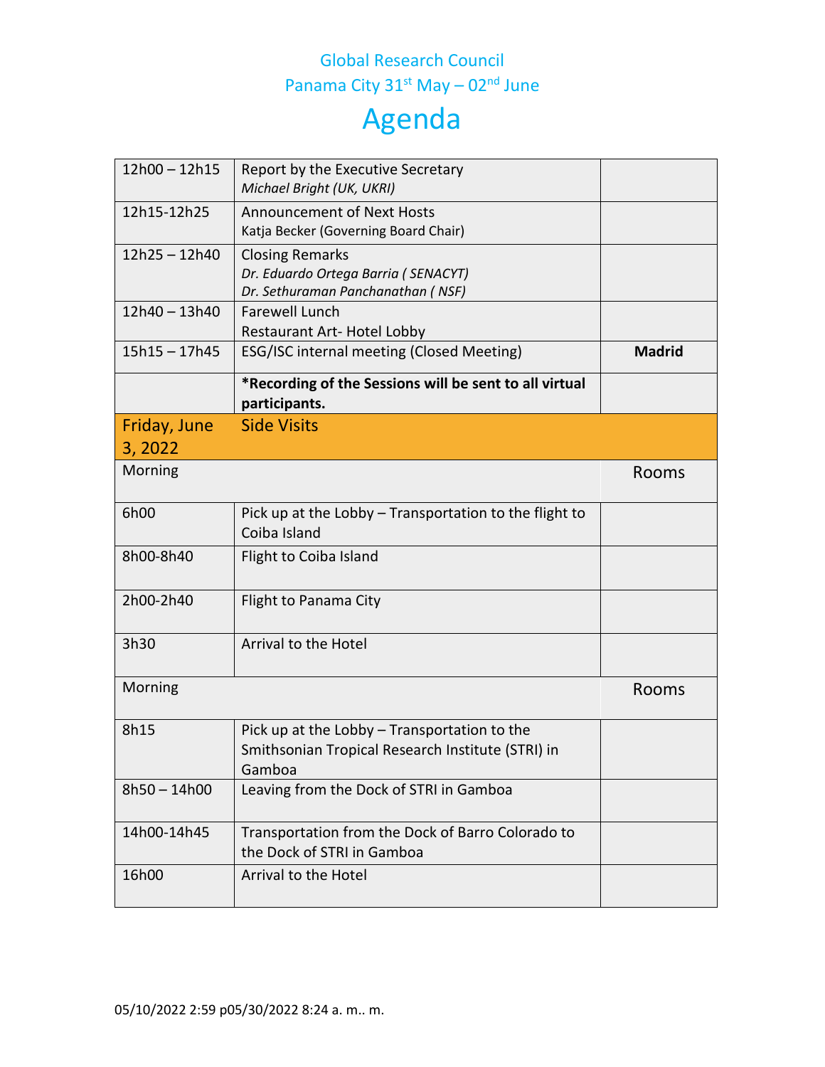Global Research Council
Panama City 31st May – 02nd June

# Agenda

| | | |
|---|---|---|
| 12h00 – 12h15 | Report by the Executive Secretary<br>*Michael Bright (UK, UKRI)* | |
| 12h15-12h25 | Announcement of Next Hosts<br>Katja Becker (Governing Board Chair) | |
| 12h25 – 12h40 | Closing Remarks<br>*Dr. Eduardo Ortega Barria ( SENACYT)*<br>*Dr. Sethuraman Panchanathan ( NSF)* | |
| 12h40 – 13h40 | Farewell Lunch<br>Restaurant Art- Hotel Lobby | |
| 15h15 – 17h45 | ESG/ISC internal meeting (Closed Meeting) | **Madrid** |
| | **\*Recording of the Sessions will be sent to all virtual participants.** | |
| Friday, June 3, 2022 | Side Visits | |
| Morning | | Rooms |
| 6h00 | Pick up at the Lobby – Transportation to the flight to Coiba Island | |
| 8h00-8h40 | Flight to Coiba Island | |
| 2h00-2h40 | Flight to Panama City | |
| 3h30 | Arrival to the Hotel | |
| Morning | | Rooms |
| 8h15 | Pick up at the Lobby – Transportation to the Smithsonian Tropical Research Institute (STRI) in Gamboa | |
| 8h50 – 14h00 | Leaving from the Dock of STRI in Gamboa | |
| 14h00-14h45 | Transportation from the Dock of Barro Colorado to the Dock of STRI in Gamboa | |
| 16h00 | Arrival to the Hotel | |

05/10/2022 2:59 p05/30/2022 8:24 a. m.. m.